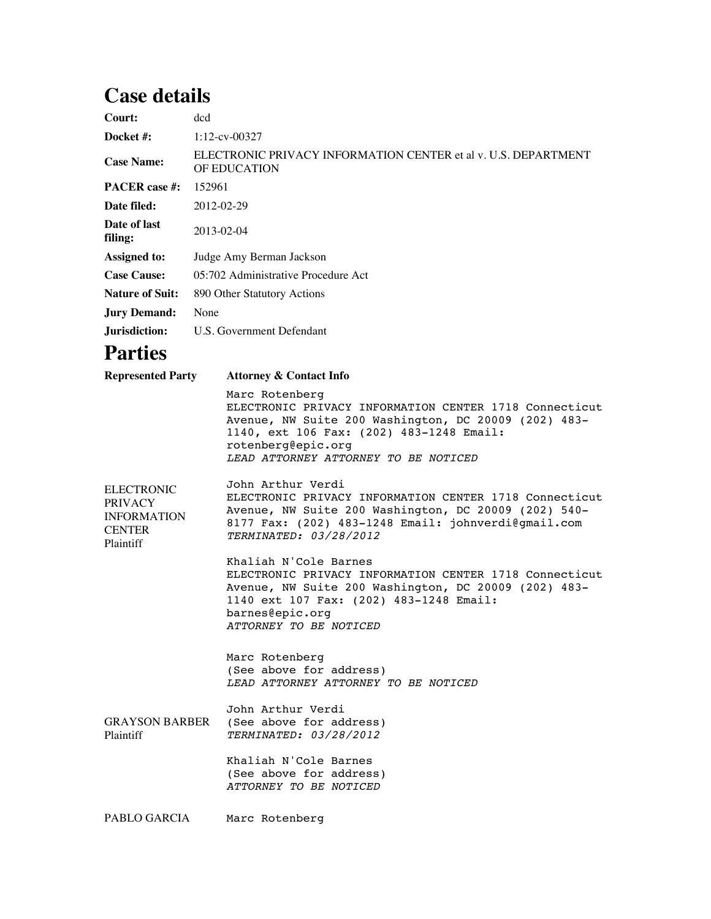# Case details

| | |
|---|---|
| **Court:** | dcd |
| **Docket #:** | 1:12-cv-00327 |
| **Case Name:** | ELECTRONIC PRIVACY INFORMATION CENTER et al v. U.S. DEPARTMENT OF EDUCATION |
| **PACER case #:** | 152961 |
| **Date filed:** | 2012-02-29 |
| **Date of last filing:** | 2013-02-04 |
| **Assigned to:** | Judge Amy Berman Jackson |
| **Case Cause:** | 05:702 Administrative Procedure Act |
| **Nature of Suit:** | 890 Other Statutory Actions |
| **Jury Demand:** | None |
| **Jurisdiction:** | U.S. Government Defendant |

# Parties

| Represented Party | Attorney & Contact Info |
|---|---|
| ELECTRONIC PRIVACY INFORMATION CENTER<br>Plaintiff | Marc Rotenberg<br>ELECTRONIC PRIVACY INFORMATION CENTER 1718 Connecticut Avenue, NW Suite 200 Washington, DC 20009 (202) 483-1140, ext 106 Fax: (202) 483-1248 Email: rotenberg@epic.org<br>*LEAD ATTORNEY ATTORNEY TO BE NOTICED*<br><br>John Arthur Verdi<br>ELECTRONIC PRIVACY INFORMATION CENTER 1718 Connecticut Avenue, NW Suite 200 Washington, DC 20009 (202) 540-8177 Fax: (202) 483-1248 Email: johnverdi@gmail.com<br>*TERMINATED: 03/28/2012*<br><br>Khaliah N'Cole Barnes<br>ELECTRONIC PRIVACY INFORMATION CENTER 1718 Connecticut Avenue, NW Suite 200 Washington, DC 20009 (202) 483-1140 ext 107 Fax: (202) 483-1248 Email: barnes@epic.org<br>*ATTORNEY TO BE NOTICED* |
| GRAYSON BARBER<br>Plaintiff | Marc Rotenberg<br>(See above for address)<br>*LEAD ATTORNEY ATTORNEY TO BE NOTICED*<br><br>John Arthur Verdi<br>(See above for address)<br>*TERMINATED: 03/28/2012*<br><br>Khaliah N'Cole Barnes<br>(See above for address)<br>*ATTORNEY TO BE NOTICED* |
| PABLO GARCIA | Marc Rotenberg |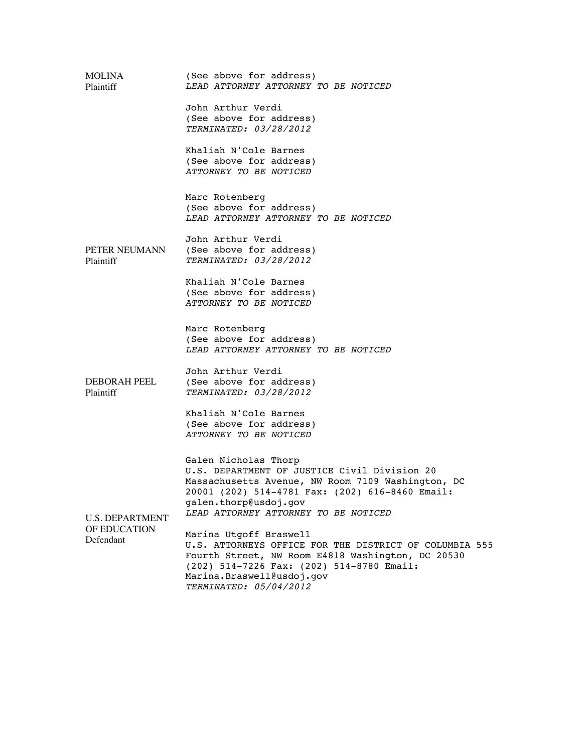| | |
|---|---|
| MOLINA<br>Plaintiff | (See above for address)<br>*LEAD ATTORNEY ATTORNEY TO BE NOTICED*<br><br>John Arthur Verdi<br>(See above for address)<br>*TERMINATED: 03/28/2012*<br><br>Khaliah N'Cole Barnes<br>(See above for address)<br>*ATTORNEY TO BE NOTICED* |
| PETER NEUMANN<br>Plaintiff | Marc Rotenberg<br>(See above for address)<br>*LEAD ATTORNEY ATTORNEY TO BE NOTICED*<br><br>John Arthur Verdi<br>(See above for address)<br>*TERMINATED: 03/28/2012*<br><br>Khaliah N'Cole Barnes<br>(See above for address)<br>*ATTORNEY TO BE NOTICED* |
| DEBORAH PEEL<br>Plaintiff | Marc Rotenberg<br>(See above for address)<br>*LEAD ATTORNEY ATTORNEY TO BE NOTICED*<br><br>John Arthur Verdi<br>(See above for address)<br>*TERMINATED: 03/28/2012*<br><br>Khaliah N'Cole Barnes<br>(See above for address)<br>*ATTORNEY TO BE NOTICED* |
| U.S. DEPARTMENT OF EDUCATION<br>Defendant | Galen Nicholas Thorp<br>U.S. DEPARTMENT OF JUSTICE Civil Division 20 Massachusetts Avenue, NW Room 7109 Washington, DC 20001 (202) 514-4781 Fax: (202) 616-8460 Email: galen.thorp@usdoj.gov<br>*LEAD ATTORNEY ATTORNEY TO BE NOTICED*<br><br>Marina Utgoff Braswell<br>U.S. ATTORNEYS OFFICE FOR THE DISTRICT OF COLUMBIA 555 Fourth Street, NW Room E4818 Washington, DC 20530 (202) 514-7226 Fax: (202) 514-8780 Email: Marina.Braswell@usdoj.gov<br>*TERMINATED: 05/04/2012* |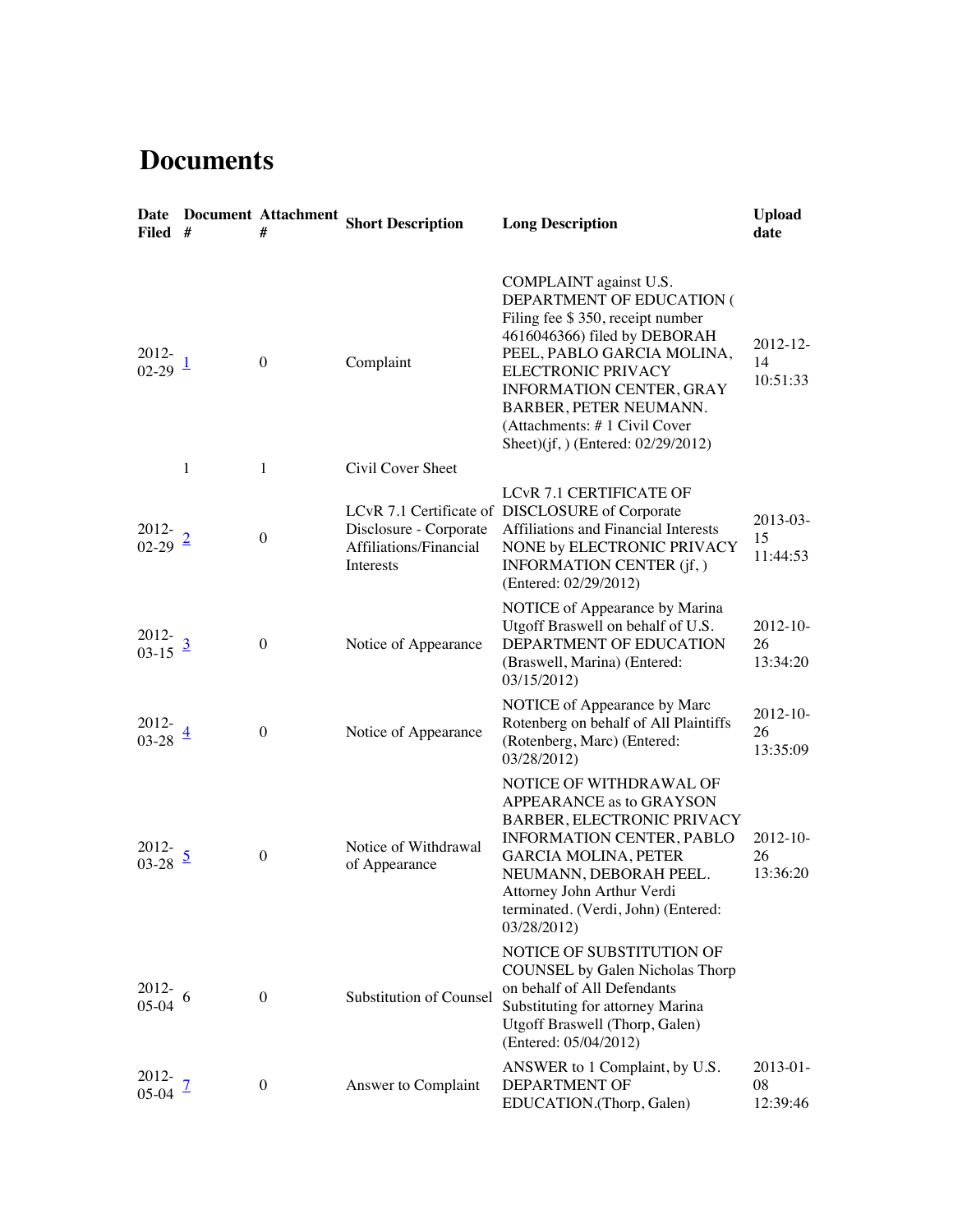# Documents

| Date Filed | Document # | Attachment # | Short Description | Long Description | Upload date |
|---|---|---|---|---|---|
| 2012-02-29 | 1 | 0 | Complaint | COMPLAINT against U.S. DEPARTMENT OF EDUCATION ( Filing fee $ 350, receipt number 4616046366) filed by DEBORAH PEEL, PABLO GARCIA MOLINA, ELECTRONIC PRIVACY INFORMATION CENTER, GRAY BARBER, PETER NEUMANN. (Attachments: # 1 Civil Cover Sheet)(jf, ) (Entered: 02/29/2012) | 2012-12-14 10:51:33 |
| | 1 | 1 | Civil Cover Sheet | | |
| 2012-02-29 | 2 | 0 | LCvR 7.1 Certificate of Disclosure - Corporate Affiliations/Financial Interests | LCvR 7.1 CERTIFICATE OF DISCLOSURE of Corporate Affiliations and Financial Interests NONE by ELECTRONIC PRIVACY INFORMATION CENTER (jf, ) (Entered: 02/29/2012) | 2013-03-15 11:44:53 |
| 2012-03-15 | 3 | 0 | Notice of Appearance | NOTICE of Appearance by Marina Utgoff Braswell on behalf of U.S. DEPARTMENT OF EDUCATION (Braswell, Marina) (Entered: 03/15/2012) | 2012-10-26 13:34:20 |
| 2012-03-28 | 4 | 0 | Notice of Appearance | NOTICE of Appearance by Marc Rotenberg on behalf of All Plaintiffs (Rotenberg, Marc) (Entered: 03/28/2012) | 2012-10-26 13:35:09 |
| 2012-03-28 | 5 | 0 | Notice of Withdrawal of Appearance | NOTICE OF WITHDRAWAL OF APPEARANCE as to GRAYSON BARBER, ELECTRONIC PRIVACY INFORMATION CENTER, PABLO GARCIA MOLINA, PETER NEUMANN, DEBORAH PEEL. Attorney John Arthur Verdi terminated. (Verdi, John) (Entered: 03/28/2012) | 2012-10-26 13:36:20 |
| 2012-05-04 | 6 | 0 | Substitution of Counsel | NOTICE OF SUBSTITUTION OF COUNSEL by Galen Nicholas Thorp on behalf of All Defendants Substituting for attorney Marina Utgoff Braswell (Thorp, Galen) (Entered: 05/04/2012) | |
| 2012-05-04 | 7 | 0 | Answer to Complaint | ANSWER to 1 Complaint, by U.S. DEPARTMENT OF EDUCATION.(Thorp, Galen) | 2013-01-08 12:39:46 |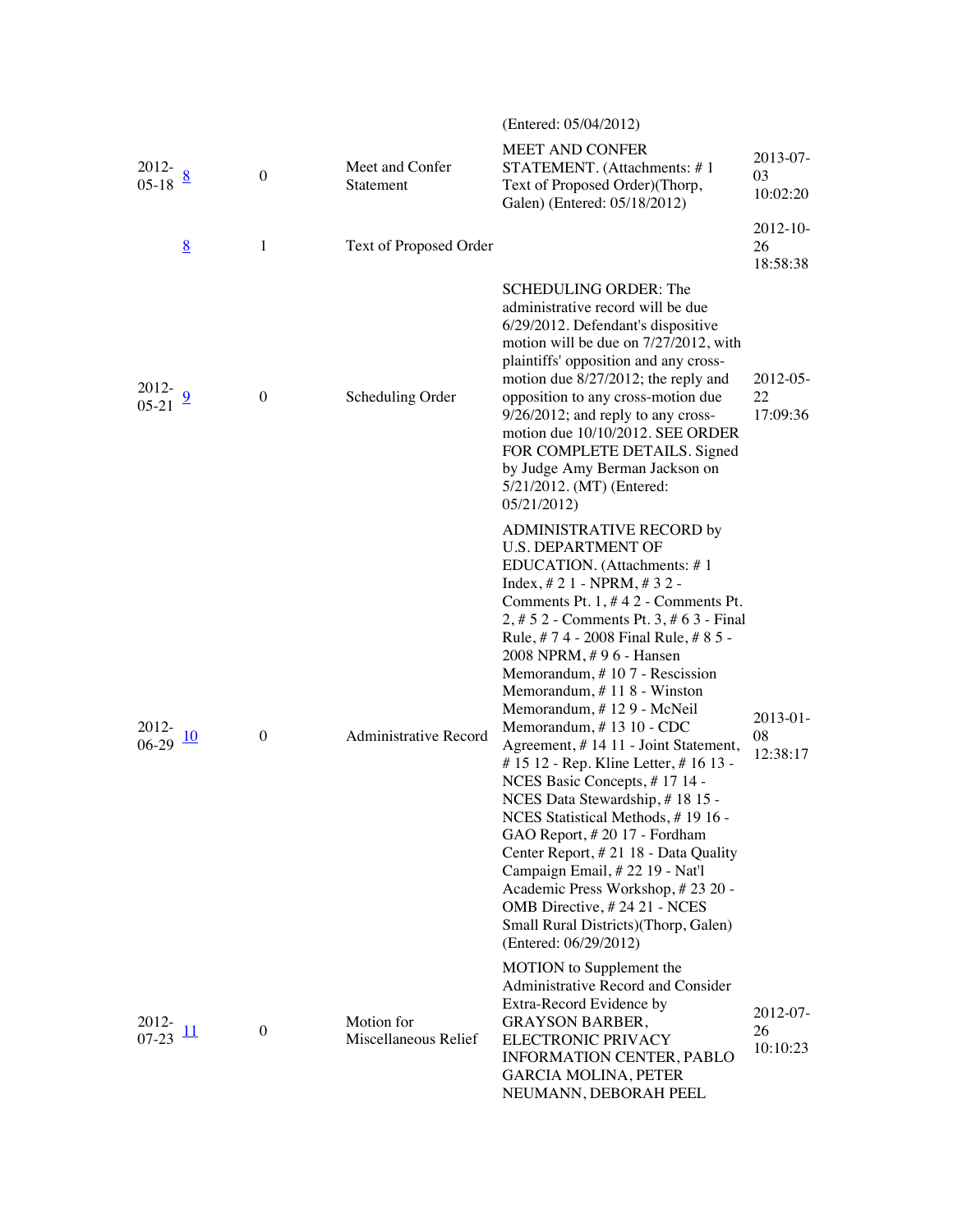| | | | | | |
|---|---|---|---|---|---|
| | | | | (Entered: 05/04/2012) | |
| 2012-05-18 | 8 | 0 | Meet and Confer Statement | MEET AND CONFER STATEMENT. (Attachments: # 1 Text of Proposed Order)(Thorp, Galen) (Entered: 05/18/2012) | 2013-07-03 10:02:20 |
| | 8 | 1 | Text of Proposed Order | | 2012-10-26 18:58:38 |
| 2012-05-21 | 9 | 0 | Scheduling Order | SCHEDULING ORDER: The administrative record will be due 6/29/2012. Defendant's dispositive motion will be due on 7/27/2012, with plaintiffs' opposition and any cross-motion due 8/27/2012; the reply and opposition to any cross-motion due 9/26/2012; and reply to any cross-motion due 10/10/2012. SEE ORDER FOR COMPLETE DETAILS. Signed by Judge Amy Berman Jackson on 5/21/2012. (MT) (Entered: 05/21/2012) | 2012-05-22 17:09:36 |
| 2012-06-29 | 10 | 0 | Administrative Record | ADMINISTRATIVE RECORD by U.S. DEPARTMENT OF EDUCATION. (Attachments: # 1 Index, # 2 1 - NPRM, # 3 2 - Comments Pt. 1, # 4 2 - Comments Pt. 2, # 5 2 - Comments Pt. 3, # 6 3 - Final Rule, # 7 4 - 2008 Final Rule, # 8 5 - 2008 NPRM, # 9 6 - Hansen Memorandum, # 10 7 - Rescission Memorandum, # 11 8 - Winston Memorandum, # 12 9 - McNeil Memorandum, # 13 10 - CDC Agreement, # 14 11 - Joint Statement, # 15 12 - Rep. Kline Letter, # 16 13 - NCES Basic Concepts, # 17 14 - NCES Data Stewardship, # 18 15 - NCES Statistical Methods, # 19 16 - GAO Report, # 20 17 - Fordham Center Report, # 21 18 - Data Quality Campaign Email, # 22 19 - Nat'l Academic Press Workshop, # 23 20 - OMB Directive, # 24 21 - NCES Small Rural Districts)(Thorp, Galen) (Entered: 06/29/2012) | 2013-01-08 12:38:17 |
| 2012-07-23 | 11 | 0 | Motion for Miscellaneous Relief | MOTION to Supplement the Administrative Record and Consider Extra-Record Evidence by GRAYSON BARBER, ELECTRONIC PRIVACY INFORMATION CENTER, PABLO GARCIA MOLINA, PETER NEUMANN, DEBORAH PEEL | 2012-07-26 10:10:23 |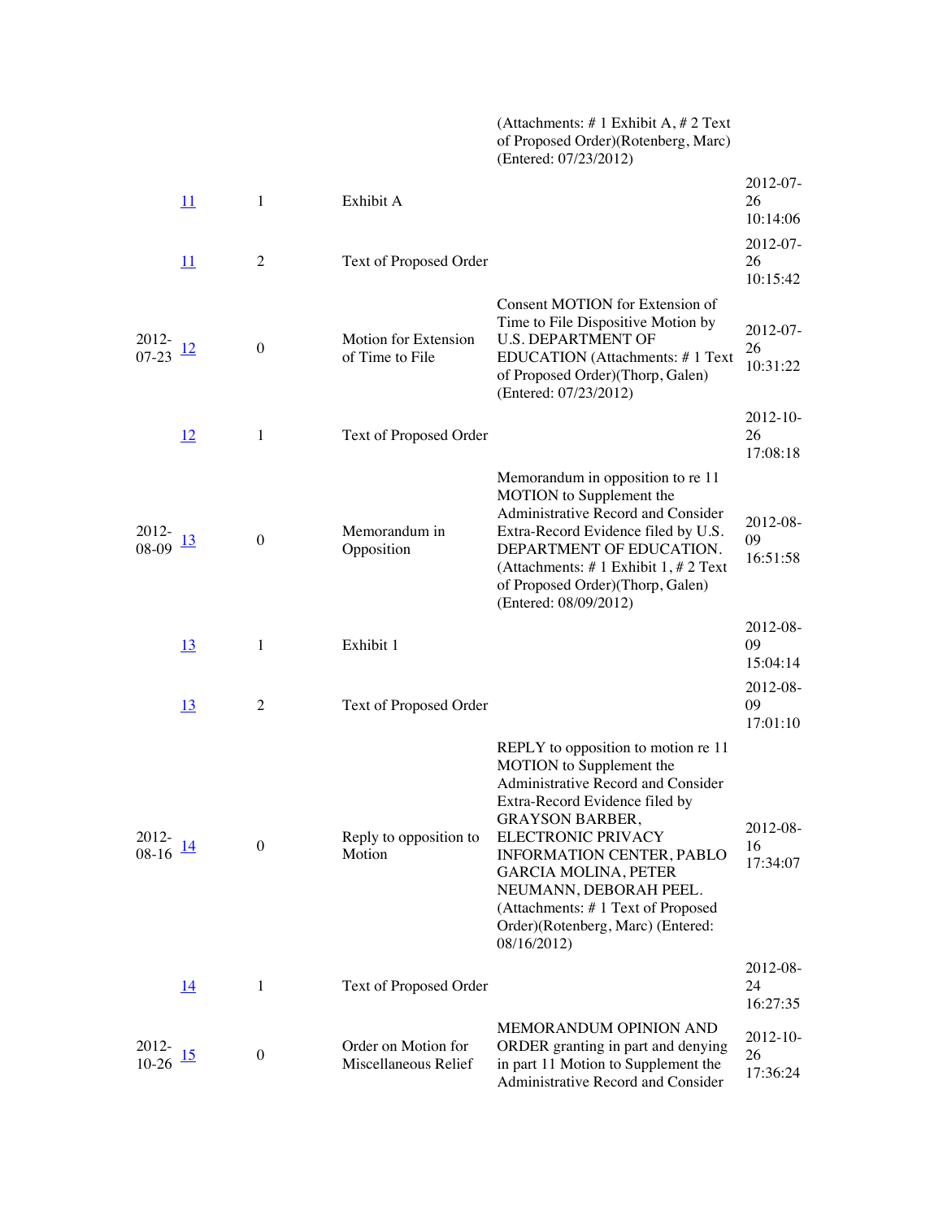| | | | | | |
|---|---|---|---|---|---|
| | | | | (Attachments: # 1 Exhibit A, # 2 Text of Proposed Order)(Rotenberg, Marc) (Entered: 07/23/2012) | |
| | 11 | 1 | Exhibit A | | 2012-07-26 10:14:06 |
| | 11 | 2 | Text of Proposed Order | | 2012-07-26 10:15:42 |
| 2012-07-23 | 12 | 0 | Motion for Extension of Time to File | Consent MOTION for Extension of Time to File Dispositive Motion by U.S. DEPARTMENT OF EDUCATION (Attachments: # 1 Text of Proposed Order)(Thorp, Galen) (Entered: 07/23/2012) | 2012-07-26 10:31:22 |
| | 12 | 1 | Text of Proposed Order | | 2012-10-26 17:08:18 |
| 2012-08-09 | 13 | 0 | Memorandum in Opposition | Memorandum in opposition to re 11 MOTION to Supplement the Administrative Record and Consider Extra-Record Evidence filed by U.S. DEPARTMENT OF EDUCATION. (Attachments: # 1 Exhibit 1, # 2 Text of Proposed Order)(Thorp, Galen) (Entered: 08/09/2012) | 2012-08-09 16:51:58 |
| | 13 | 1 | Exhibit 1 | | 2012-08-09 15:04:14 |
| | 13 | 2 | Text of Proposed Order | | 2012-08-09 17:01:10 |
| 2012-08-16 | 14 | 0 | Reply to opposition to Motion | REPLY to opposition to motion re 11 MOTION to Supplement the Administrative Record and Consider Extra-Record Evidence filed by GRAYSON BARBER, ELECTRONIC PRIVACY INFORMATION CENTER, PABLO GARCIA MOLINA, PETER NEUMANN, DEBORAH PEEL. (Attachments: # 1 Text of Proposed Order)(Rotenberg, Marc) (Entered: 08/16/2012) | 2012-08-16 17:34:07 |
| | 14 | 1 | Text of Proposed Order | | 2012-08-24 16:27:35 |
| 2012-10-26 | 15 | 0 | Order on Motion for Miscellaneous Relief | MEMORANDUM OPINION AND ORDER granting in part and denying in part 11 Motion to Supplement the Administrative Record and Consider | 2012-10-26 17:36:24 |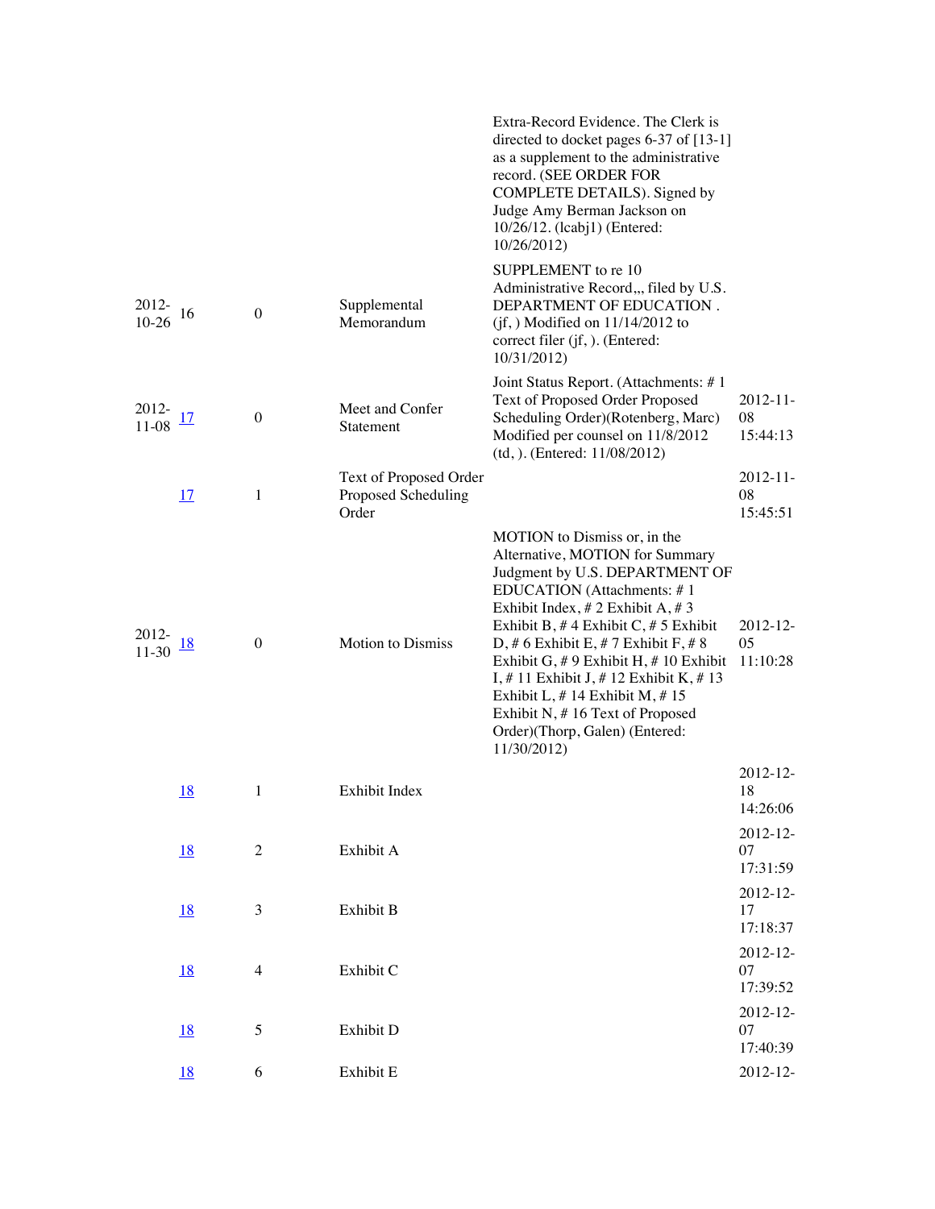| | | | | | |
|---|---|---|---|---|---|
| | | | | Extra-Record Evidence. The Clerk is directed to docket pages 6-37 of [13-1] as a supplement to the administrative record. (SEE ORDER FOR COMPLETE DETAILS). Signed by Judge Amy Berman Jackson on 10/26/12. (lcabj1) (Entered: 10/26/2012) | |
| 2012-10-26 | 16 | 0 | Supplemental Memorandum | SUPPLEMENT to re 10 Administrative Record,,, filed by U.S. DEPARTMENT OF EDUCATION . (jf, ) Modified on 11/14/2012 to correct filer (jf, ). (Entered: 10/31/2012) | |
| 2012-11-08 | 17 | 0 | Meet and Confer Statement | Joint Status Report. (Attachments: # 1 Text of Proposed Order Proposed Scheduling Order)(Rotenberg, Marc) Modified per counsel on 11/8/2012 (td, ). (Entered: 11/08/2012) | 2012-11-08 15:44:13 |
| | 17 | 1 | Text of Proposed Order Proposed Scheduling Order | | 2012-11-08 15:45:51 |
| 2012-11-30 | 18 | 0 | Motion to Dismiss | MOTION to Dismiss or, in the Alternative, MOTION for Summary Judgment by U.S. DEPARTMENT OF EDUCATION (Attachments: # 1 Exhibit Index, # 2 Exhibit A, # 3 Exhibit B, # 4 Exhibit C, # 5 Exhibit D, # 6 Exhibit E, # 7 Exhibit F, # 8 Exhibit G, # 9 Exhibit H, # 10 Exhibit I, # 11 Exhibit J, # 12 Exhibit K, # 13 Exhibit L, # 14 Exhibit M, # 15 Exhibit N, # 16 Text of Proposed Order)(Thorp, Galen) (Entered: 11/30/2012) | 2012-12-05 11:10:28 |
| | 18 | 1 | Exhibit Index | | 2012-12-18 14:26:06 |
| | 18 | 2 | Exhibit A | | 2012-12-07 17:31:59 |
| | 18 | 3 | Exhibit B | | 2012-12-17 17:18:37 |
| | 18 | 4 | Exhibit C | | 2012-12-07 17:39:52 |
| | 18 | 5 | Exhibit D | | 2012-12-07 17:40:39 |
| | 18 | 6 | Exhibit E | | 2012-12- |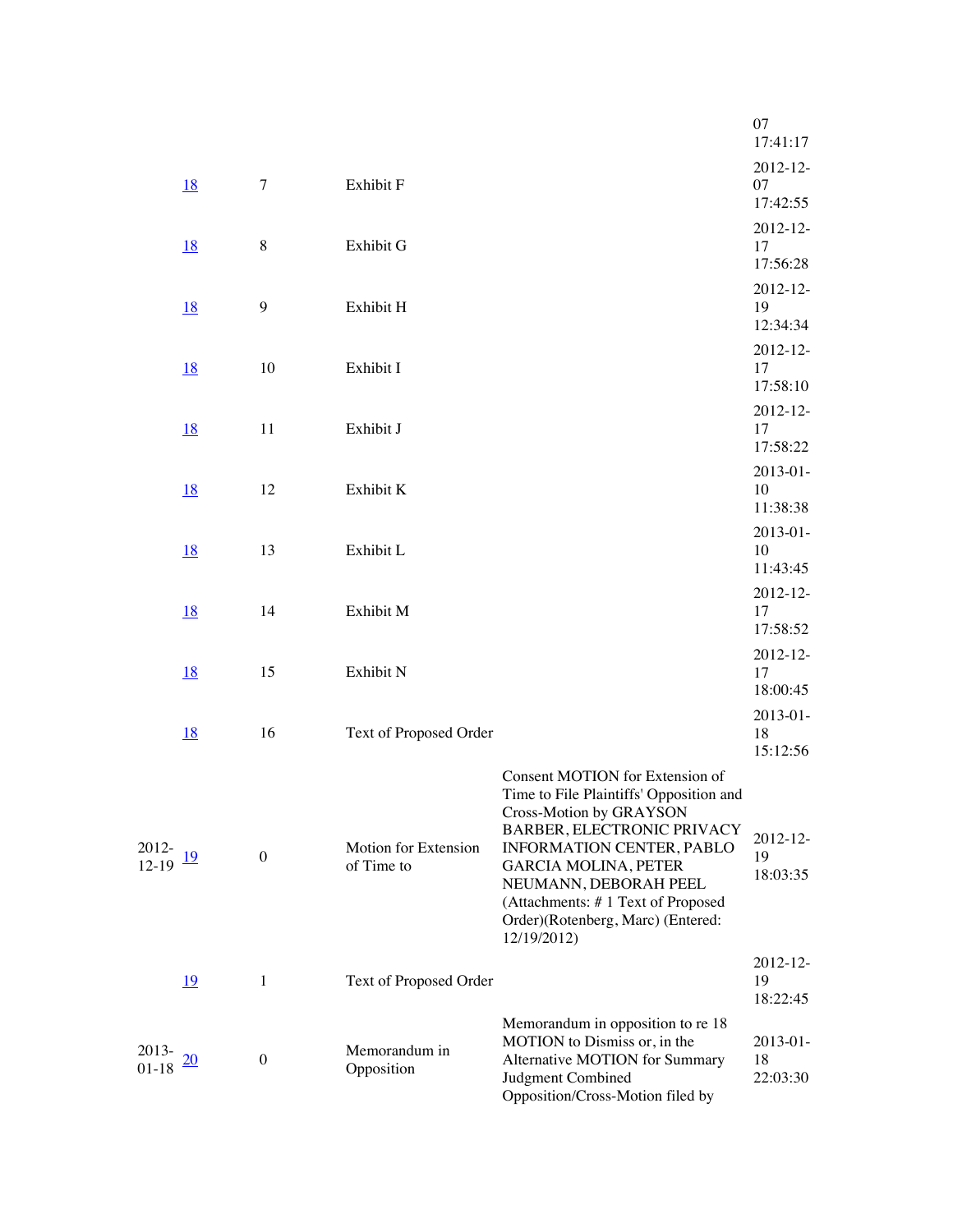| | | | | | |
|---|---|---|---|---|---|
| | | | | | 07 17:41:17 |
| | 18 | 7 | Exhibit F | | 2012-12-07 17:42:55 |
| | 18 | 8 | Exhibit G | | 2012-12-17 17:56:28 |
| | 18 | 9 | Exhibit H | | 2012-12-19 12:34:34 |
| | 18 | 10 | Exhibit I | | 2012-12-17 17:58:10 |
| | 18 | 11 | Exhibit J | | 2012-12-17 17:58:22 |
| | 18 | 12 | Exhibit K | | 2013-01-10 11:38:38 |
| | 18 | 13 | Exhibit L | | 2013-01-10 11:43:45 |
| | 18 | 14 | Exhibit M | | 2012-12-17 17:58:52 |
| | 18 | 15 | Exhibit N | | 2012-12-17 18:00:45 |
| | 18 | 16 | Text of Proposed Order | | 2013-01-18 15:12:56 |
| 2012-12-19 | 19 | 0 | Motion for Extension of Time to | Consent MOTION for Extension of Time to File Plaintiffs' Opposition and Cross-Motion by GRAYSON BARBER, ELECTRONIC PRIVACY INFORMATION CENTER, PABLO GARCIA MOLINA, PETER NEUMANN, DEBORAH PEEL (Attachments: # 1 Text of Proposed Order)(Rotenberg, Marc) (Entered: 12/19/2012) | 2012-12-19 18:03:35 |
| | 19 | 1 | Text of Proposed Order | | 2012-12-19 18:22:45 |
| 2013-01-18 | 20 | 0 | Memorandum in Opposition | Memorandum in opposition to re 18 MOTION to Dismiss or, in the Alternative MOTION for Summary Judgment Combined Opposition/Cross-Motion filed by | 2013-01-18 22:03:30 |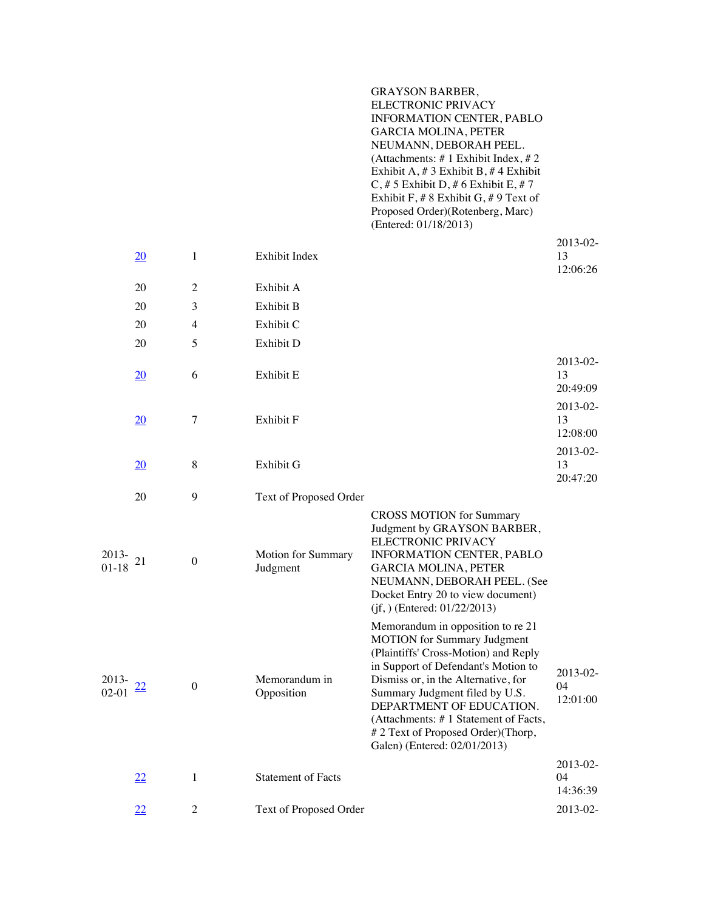| | | | | | |
|---|---|---|---|---|---|
| | | | | GRAYSON BARBER, ELECTRONIC PRIVACY INFORMATION CENTER, PABLO GARCIA MOLINA, PETER NEUMANN, DEBORAH PEEL. (Attachments: # 1 Exhibit Index, # 2 Exhibit A, # 3 Exhibit B, # 4 Exhibit C, # 5 Exhibit D, # 6 Exhibit E, # 7 Exhibit F, # 8 Exhibit G, # 9 Text of Proposed Order)(Rotenberg, Marc) (Entered: 01/18/2013) | |
| | 20 | 1 | Exhibit Index | | 2013-02-13 12:06:26 |
| | 20 | 2 | Exhibit A | | |
| | 20 | 3 | Exhibit B | | |
| | 20 | 4 | Exhibit C | | |
| | 20 | 5 | Exhibit D | | |
| | 20 | 6 | Exhibit E | | 2013-02-13 20:49:09 |
| | 20 | 7 | Exhibit F | | 2013-02-13 12:08:00 |
| | 20 | 8 | Exhibit G | | 2013-02-13 20:47:20 |
| | 20 | 9 | Text of Proposed Order | | |
| 2013-01-18 | 21 | 0 | Motion for Summary Judgment | CROSS MOTION for Summary Judgment by GRAYSON BARBER, ELECTRONIC PRIVACY INFORMATION CENTER, PABLO GARCIA MOLINA, PETER NEUMANN, DEBORAH PEEL. (See Docket Entry 20 to view document) (jf, ) (Entered: 01/22/2013) | |
| 2013-02-01 | 22 | 0 | Memorandum in Opposition | Memorandum in opposition to re 21 MOTION for Summary Judgment (Plaintiffs' Cross-Motion) and Reply in Support of Defendant's Motion to Dismiss or, in the Alternative, for Summary Judgment filed by U.S. DEPARTMENT OF EDUCATION. (Attachments: # 1 Statement of Facts, # 2 Text of Proposed Order)(Thorp, Galen) (Entered: 02/01/2013) | 2013-02-04 12:01:00 |
| | 22 | 1 | Statement of Facts | | 2013-02-04 14:36:39 |
| | 22 | 2 | Text of Proposed Order | | 2013-02- |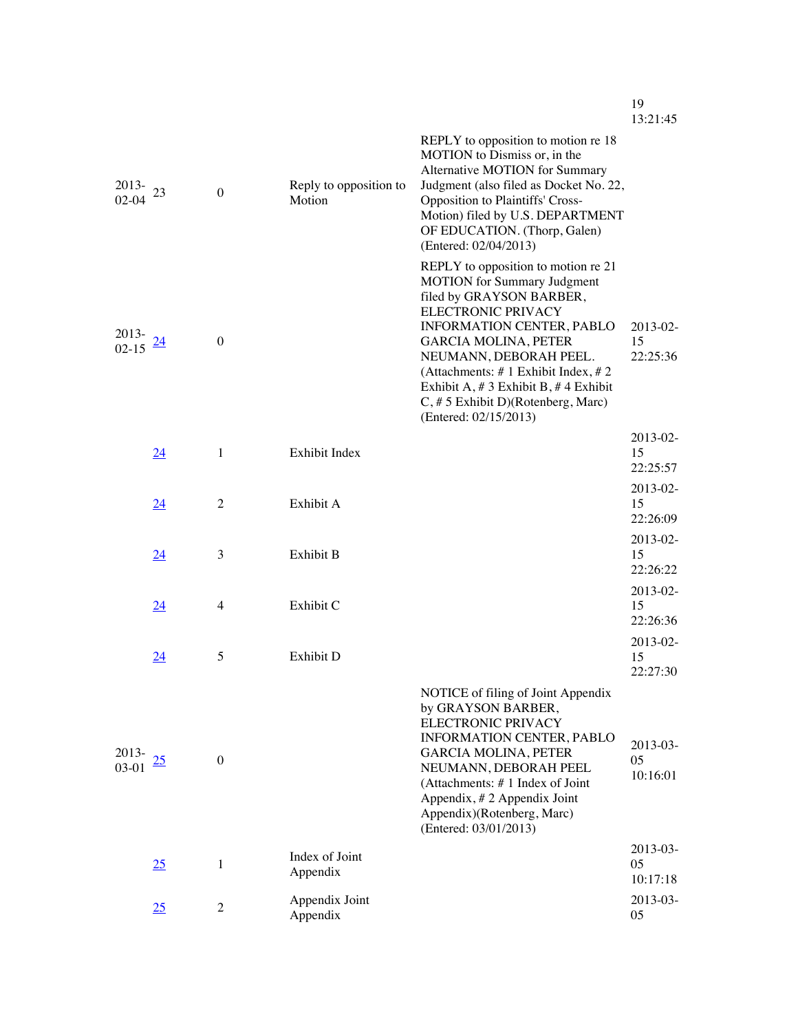| | | | | | |
|---|---|---|---|---|---|
| | | | | | 19 13:21:45 |
| 2013-02-04 | 23 | 0 | Reply to opposition to Motion | REPLY to opposition to motion re 18 MOTION to Dismiss or, in the Alternative MOTION for Summary Judgment (also filed as Docket No. 22, Opposition to Plaintiffs' Cross-Motion) filed by U.S. DEPARTMENT OF EDUCATION. (Thorp, Galen) (Entered: 02/04/2013) | |
| 2013-02-15 | 24 | 0 | | REPLY to opposition to motion re 21 MOTION for Summary Judgment filed by GRAYSON BARBER, ELECTRONIC PRIVACY INFORMATION CENTER, PABLO GARCIA MOLINA, PETER NEUMANN, DEBORAH PEEL. (Attachments: # 1 Exhibit Index, # 2 Exhibit A, # 3 Exhibit B, # 4 Exhibit C, # 5 Exhibit D)(Rotenberg, Marc) (Entered: 02/15/2013) | 2013-02-15 22:25:36 |
| | 24 | 1 | Exhibit Index | | 2013-02-15 22:25:57 |
| | 24 | 2 | Exhibit A | | 2013-02-15 22:26:09 |
| | 24 | 3 | Exhibit B | | 2013-02-15 22:26:22 |
| | 24 | 4 | Exhibit C | | 2013-02-15 22:26:36 |
| | 24 | 5 | Exhibit D | | 2013-02-15 22:27:30 |
| 2013-03-01 | 25 | 0 | | NOTICE of filing of Joint Appendix by GRAYSON BARBER, ELECTRONIC PRIVACY INFORMATION CENTER, PABLO GARCIA MOLINA, PETER NEUMANN, DEBORAH PEEL (Attachments: # 1 Index of Joint Appendix, # 2 Appendix Joint Appendix)(Rotenberg, Marc) (Entered: 03/01/2013) | 2013-03-05 10:16:01 |
| | 25 | 1 | Index of Joint Appendix | | 2013-03-05 10:17:18 |
| | 25 | 2 | Appendix Joint Appendix | | 2013-03-05 |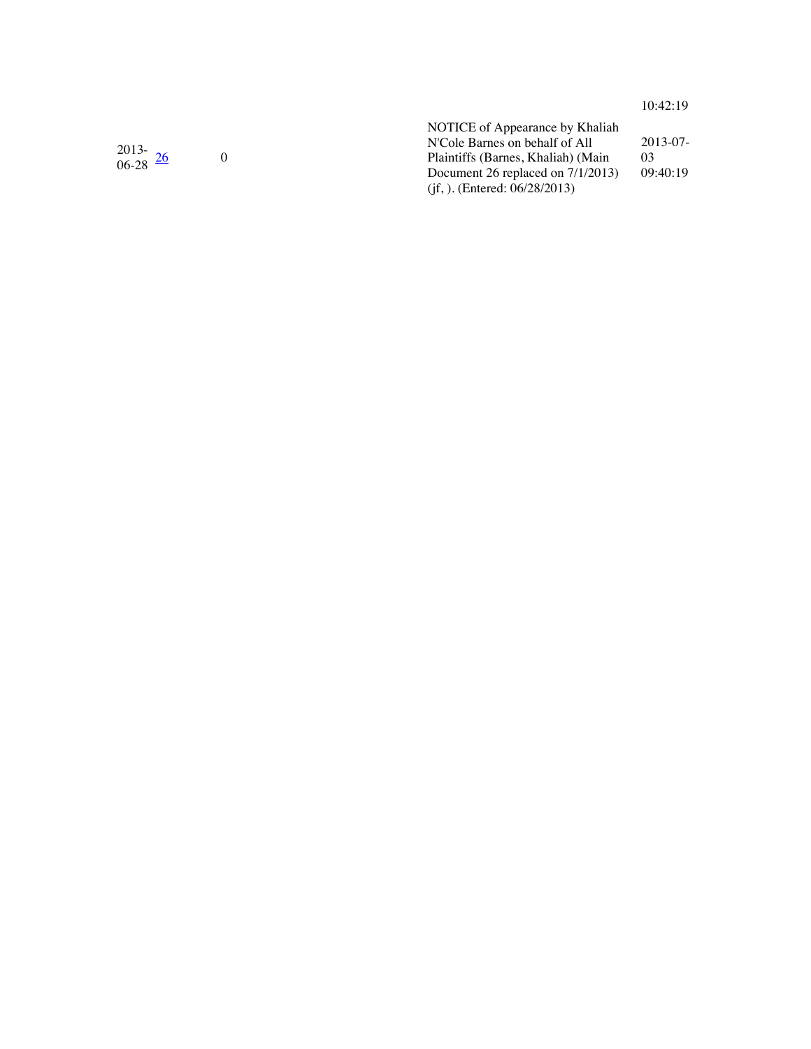| | | | | |
|---|---|---|---|---|
| | | | | 10:42:19 |
| 2013-06-28 | 26 | 0 | NOTICE of Appearance by Khaliah N'Cole Barnes on behalf of All Plaintiffs (Barnes, Khaliah) (Main Document 26 replaced on 7/1/2013) (jf, ). (Entered: 06/28/2013) | 2013-07-03 09:40:19 |